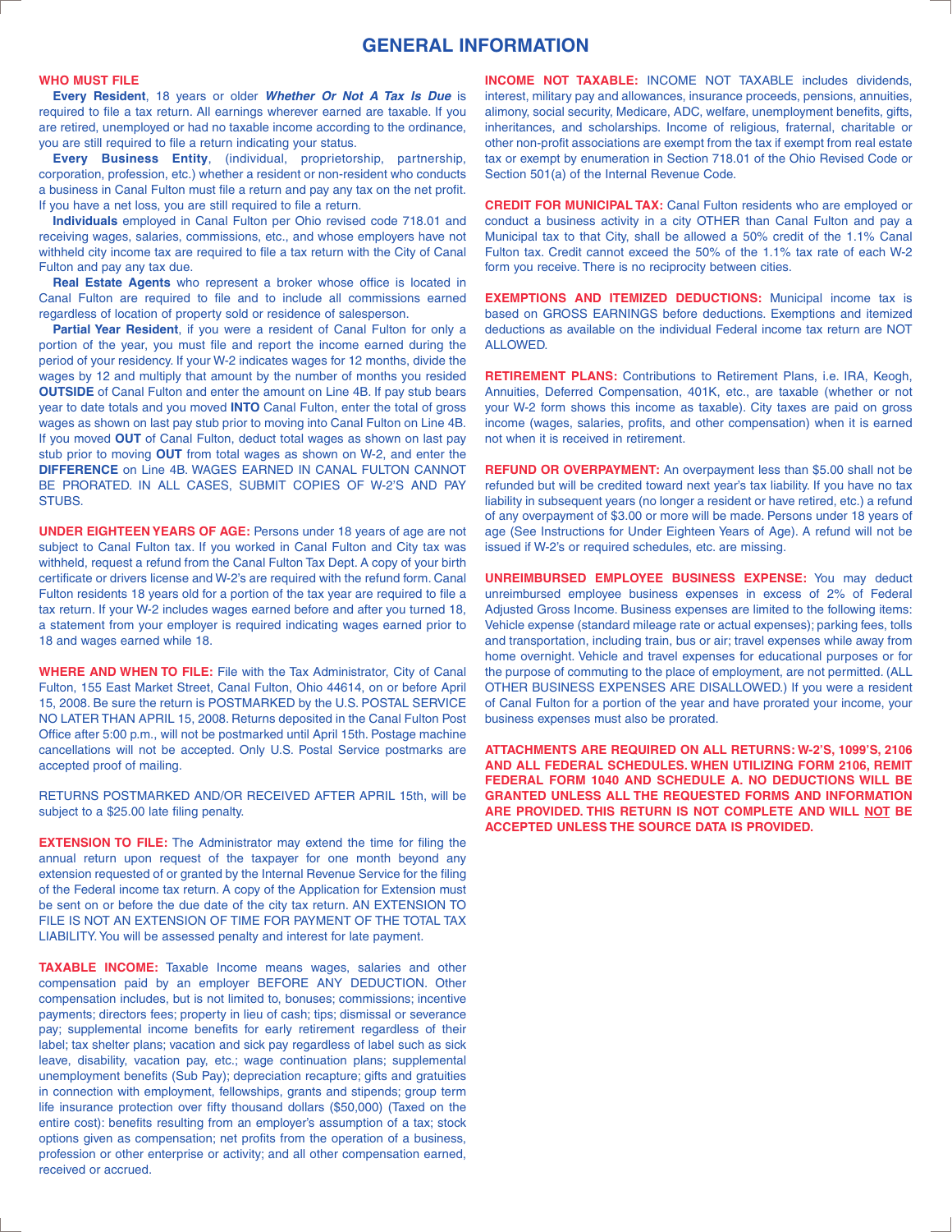# GENERAL INFORMATION

## WHO MUST FILE

**Every Resident**, 18 years or older ***Whether Or Not A Tax Is Due*** is required to file a tax return. All earnings wherever earned are taxable. If you are retired, unemployed or had no taxable income according to the ordinance, you are still required to file a return indicating your status.

**Every Business Entity**, (individual, proprietorship, partnership, corporation, profession, etc.) whether a resident or non-resident who conducts a business in Canal Fulton must file a return and pay any tax on the net profit. If you have a net loss, you are still required to file a return.

**Individuals** employed in Canal Fulton per Ohio revised code 718.01 and receiving wages, salaries, commissions, etc., and whose employers have not withheld city income tax are required to file a tax return with the City of Canal Fulton and pay any tax due.

**Real Estate Agents** who represent a broker whose office is located in Canal Fulton are required to file and to include all commissions earned regardless of location of property sold or residence of salesperson.

**Partial Year Resident**, if you were a resident of Canal Fulton for only a portion of the year, you must file and report the income earned during the period of your residency. If your W-2 indicates wages for 12 months, divide the wages by 12 and multiply that amount by the number of months you resided **OUTSIDE** of Canal Fulton and enter the amount on Line 4B. If pay stub bears year to date totals and you moved **INTO** Canal Fulton, enter the total of gross wages as shown on last pay stub prior to moving into Canal Fulton on Line 4B. If you moved **OUT** of Canal Fulton, deduct total wages as shown on last pay stub prior to moving **OUT** from total wages as shown on W-2, and enter the **DIFFERENCE** on Line 4B. WAGES EARNED IN CANAL FULTON CANNOT BE PRORATED. IN ALL CASES, SUBMIT COPIES OF W-2'S AND PAY STUBS.

**UNDER EIGHTEEN YEARS OF AGE:** Persons under 18 years of age are not subject to Canal Fulton tax. If you worked in Canal Fulton and City tax was withheld, request a refund from the Canal Fulton Tax Dept. A copy of your birth certificate or drivers license and W-2's are required with the refund form. Canal Fulton residents 18 years old for a portion of the tax year are required to file a tax return. If your W-2 includes wages earned before and after you turned 18, a statement from your employer is required indicating wages earned prior to 18 and wages earned while 18.

**WHERE AND WHEN TO FILE:** File with the Tax Administrator, City of Canal Fulton, 155 East Market Street, Canal Fulton, Ohio 44614, on or before April 15, 2008. Be sure the return is POSTMARKED by the U.S. POSTAL SERVICE NO LATER THAN APRIL 15, 2008. Returns deposited in the Canal Fulton Post Office after 5:00 p.m., will not be postmarked until April 15th. Postage machine cancellations will not be accepted. Only U.S. Postal Service postmarks are accepted proof of mailing.

RETURNS POSTMARKED AND/OR RECEIVED AFTER APRIL 15th, will be subject to a $25.00 late filing penalty.

**EXTENSION TO FILE:** The Administrator may extend the time for filing the annual return upon request of the taxpayer for one month beyond any extension requested of or granted by the Internal Revenue Service for the filing of the Federal income tax return. A copy of the Application for Extension must be sent on or before the due date of the city tax return. AN EXTENSION TO FILE IS NOT AN EXTENSION OF TIME FOR PAYMENT OF THE TOTAL TAX LIABILITY. You will be assessed penalty and interest for late payment.

**TAXABLE INCOME:** Taxable Income means wages, salaries and other compensation paid by an employer BEFORE ANY DEDUCTION. Other compensation includes, but is not limited to, bonuses; commissions; incentive payments; directors fees; property in lieu of cash; tips; dismissal or severance pay; supplemental income benefits for early retirement regardless of their label; tax shelter plans; vacation and sick pay regardless of label such as sick leave, disability, vacation pay, etc.; wage continuation plans; supplemental unemployment benefits (Sub Pay); depreciation recapture; gifts and gratuities in connection with employment, fellowships, grants and stipends; group term life insurance protection over fifty thousand dollars ($50,000) (Taxed on the entire cost): benefits resulting from an employer's assumption of a tax; stock options given as compensation; net profits from the operation of a business, profession or other enterprise or activity; and all other compensation earned, received or accrued.

**INCOME NOT TAXABLE:** INCOME NOT TAXABLE includes dividends, interest, military pay and allowances, insurance proceeds, pensions, annuities, alimony, social security, Medicare, ADC, welfare, unemployment benefits, gifts, inheritances, and scholarships. Income of religious, fraternal, charitable or other non-profit associations are exempt from the tax if exempt from real estate tax or exempt by enumeration in Section 718.01 of the Ohio Revised Code or Section 501(a) of the Internal Revenue Code.

**CREDIT FOR MUNICIPAL TAX:** Canal Fulton residents who are employed or conduct a business activity in a city OTHER than Canal Fulton and pay a Municipal tax to that City, shall be allowed a 50% credit of the 1.1% Canal Fulton tax. Credit cannot exceed the 50% of the 1.1% tax rate of each W-2 form you receive. There is no reciprocity between cities.

**EXEMPTIONS AND ITEMIZED DEDUCTIONS:** Municipal income tax is based on GROSS EARNINGS before deductions. Exemptions and itemized deductions as available on the individual Federal income tax return are NOT ALLOWED.

**RETIREMENT PLANS:** Contributions to Retirement Plans, i.e. IRA, Keogh, Annuities, Deferred Compensation, 401K, etc., are taxable (whether or not your W-2 form shows this income as taxable). City taxes are paid on gross income (wages, salaries, profits, and other compensation) when it is earned not when it is received in retirement.

**REFUND OR OVERPAYMENT:** An overpayment less than $5.00 shall not be refunded but will be credited toward next year's tax liability. If you have no tax liability in subsequent years (no longer a resident or have retired, etc.) a refund of any overpayment of $3.00 or more will be made. Persons under 18 years of age (See Instructions for Under Eighteen Years of Age). A refund will not be issued if W-2's or required schedules, etc. are missing.

**UNREIMBURSED EMPLOYEE BUSINESS EXPENSE:** You may deduct unreimbursed employee business expenses in excess of 2% of Federal Adjusted Gross Income. Business expenses are limited to the following items: Vehicle expense (standard mileage rate or actual expenses); parking fees, tolls and transportation, including train, bus or air; travel expenses while away from home overnight. Vehicle and travel expenses for educational purposes or for the purpose of commuting to the place of employment, are not permitted. (ALL OTHER BUSINESS EXPENSES ARE DISALLOWED.) If you were a resident of Canal Fulton for a portion of the year and have prorated your income, your business expenses must also be prorated.

**ATTACHMENTS ARE REQUIRED ON ALL RETURNS: W-2'S, 1099'S, 2106 AND ALL FEDERAL SCHEDULES. WHEN UTILIZING FORM 2106, REMIT FEDERAL FORM 1040 AND SCHEDULE A. NO DEDUCTIONS WILL BE GRANTED UNLESS ALL THE REQUESTED FORMS AND INFORMATION ARE PROVIDED. THIS RETURN IS NOT COMPLETE AND WILL NOT BE ACCEPTED UNLESS THE SOURCE DATA IS PROVIDED.**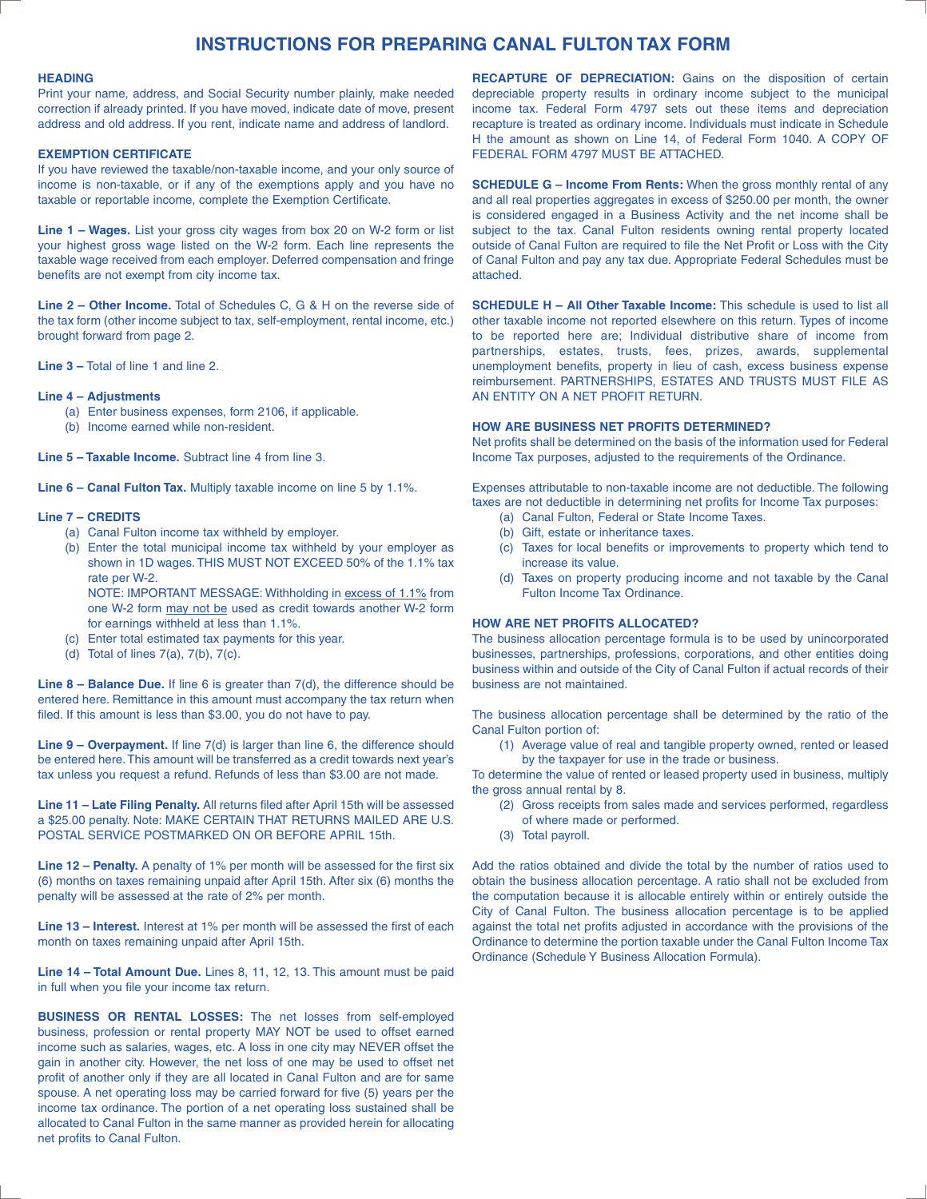# INSTRUCTIONS FOR PREPARING CANAL FULTON TAX FORM

**HEADING**

Print your name, address, and Social Security number plainly, make needed correction if already printed. If you have moved, indicate date of move, present address and old address. If you rent, indicate name and address of landlord.

**EXEMPTION CERTIFICATE**

If you have reviewed the taxable/non-taxable income, and your only source of income is non-taxable, or if any of the exemptions apply and you have no taxable or reportable income, complete the Exemption Certificate.

**Line 1 – Wages.** List your gross city wages from box 20 on W-2 form or list your highest gross wage listed on the W-2 form. Each line represents the taxable wage received from each employer. Deferred compensation and fringe benefits are not exempt from city income tax.

**Line 2 – Other Income.** Total of Schedules C, G & H on the reverse side of the tax form (other income subject to tax, self-employment, rental income, etc.) brought forward from page 2.

**Line 3 –** Total of line 1 and line 2.

**Line 4 – Adjustments**

(a) Enter business expenses, form 2106, if applicable.
(b) Income earned while non-resident.

**Line 5 – Taxable Income.** Subtract line 4 from line 3.

**Line 6 – Canal Fulton Tax.** Multiply taxable income on line 5 by 1.1%.

**Line 7 – CREDITS**

(a) Canal Fulton income tax withheld by employer.
(b) Enter the total municipal income tax withheld by your employer as shown in 1D wages. THIS MUST NOT EXCEED 50% of the 1.1% tax rate per W-2.
NOTE: IMPORTANT MESSAGE: Withholding in excess of 1.1% from one W-2 form may not be used as credit towards another W-2 form for earnings withheld at less than 1.1%.
(c) Enter total estimated tax payments for this year.
(d) Total of lines 7(a), 7(b), 7(c).

**Line 8 – Balance Due.** If line 6 is greater than 7(d), the difference should be entered here. Remittance in this amount must accompany the tax return when filed. If this amount is less than $3.00, you do not have to pay.

**Line 9 – Overpayment.** If line 7(d) is larger than line 6, the difference should be entered here. This amount will be transferred as a credit towards next year's tax unless you request a refund. Refunds of less than $3.00 are not made.

**Line 11 – Late Filing Penalty.** All returns filed after April 15th will be assessed a $25.00 penalty. Note: MAKE CERTAIN THAT RETURNS MAILED ARE U.S. POSTAL SERVICE POSTMARKED ON OR BEFORE APRIL 15th.

**Line 12 – Penalty.** A penalty of 1% per month will be assessed for the first six (6) months on taxes remaining unpaid after April 15th. After six (6) months the penalty will be assessed at the rate of 2% per month.

**Line 13 – Interest.** Interest at 1% per month will be assessed the first of each month on taxes remaining unpaid after April 15th.

**Line 14 – Total Amount Due.** Lines 8, 11, 12, 13. This amount must be paid in full when you file your income tax return.

**BUSINESS OR RENTAL LOSSES:** The net losses from self-employed business, profession or rental property MAY NOT be used to offset earned income such as salaries, wages, etc. A loss in one city may NEVER offset the gain in another city. However, the net loss of one may be used to offset net profit of another only if they are all located in Canal Fulton and are for same spouse. A net operating loss may be carried forward for five (5) years per the income tax ordinance. The portion of a net operating loss sustained shall be allocated to Canal Fulton in the same manner as provided herein for allocating net profits to Canal Fulton.

**RECAPTURE OF DEPRECIATION:** Gains on the disposition of certain depreciable property results in ordinary income subject to the municipal income tax. Federal Form 4797 sets out these items and depreciation recapture is treated as ordinary income. Individuals must indicate in Schedule H the amount as shown on Line 14, of Federal Form 1040. A COPY OF FEDERAL FORM 4797 MUST BE ATTACHED.

**SCHEDULE G – Income From Rents:** When the gross monthly rental of any and all real properties aggregates in excess of $250.00 per month, the owner is considered engaged in a Business Activity and the net income shall be subject to the tax. Canal Fulton residents owning rental property located outside of Canal Fulton are required to file the Net Profit or Loss with the City of Canal Fulton and pay any tax due. Appropriate Federal Schedules must be attached.

**SCHEDULE H – All Other Taxable Income:** This schedule is used to list all other taxable income not reported elsewhere on this return. Types of income to be reported here are; Individual distributive share of income from partnerships, estates, trusts, fees, prizes, awards, supplemental unemployment benefits, property in lieu of cash, excess business expense reimbursement. PARTNERSHIPS, ESTATES AND TRUSTS MUST FILE AS AN ENTITY ON A NET PROFIT RETURN.

**HOW ARE BUSINESS NET PROFITS DETERMINED?**

Net profits shall be determined on the basis of the information used for Federal Income Tax purposes, adjusted to the requirements of the Ordinance.

Expenses attributable to non-taxable income are not deductible. The following taxes are not deductible in determining net profits for Income Tax purposes:

(a) Canal Fulton, Federal or State Income Taxes.
(b) Gift, estate or inheritance taxes.
(c) Taxes for local benefits or improvements to property which tend to increase its value.
(d) Taxes on property producing income and not taxable by the Canal Fulton Income Tax Ordinance.

**HOW ARE NET PROFITS ALLOCATED?**

The business allocation percentage formula is to be used by unincorporated businesses, partnerships, professions, corporations, and other entities doing business within and outside of the City of Canal Fulton if actual records of their business are not maintained.

The business allocation percentage shall be determined by the ratio of the Canal Fulton portion of:

(1) Average value of real and tangible property owned, rented or leased by the taxpayer for use in the trade or business.

To determine the value of rented or leased property used in business, multiply the gross annual rental by 8.

(2) Gross receipts from sales made and services performed, regardless of where made or performed.
(3) Total payroll.

Add the ratios obtained and divide the total by the number of ratios used to obtain the business allocation percentage. A ratio shall not be excluded from the computation because it is allocable entirely within or entirely outside the City of Canal Fulton. The business allocation percentage is to be applied against the total net profits adjusted in accordance with the provisions of the Ordinance to determine the portion taxable under the Canal Fulton Income Tax Ordinance (Schedule Y Business Allocation Formula).